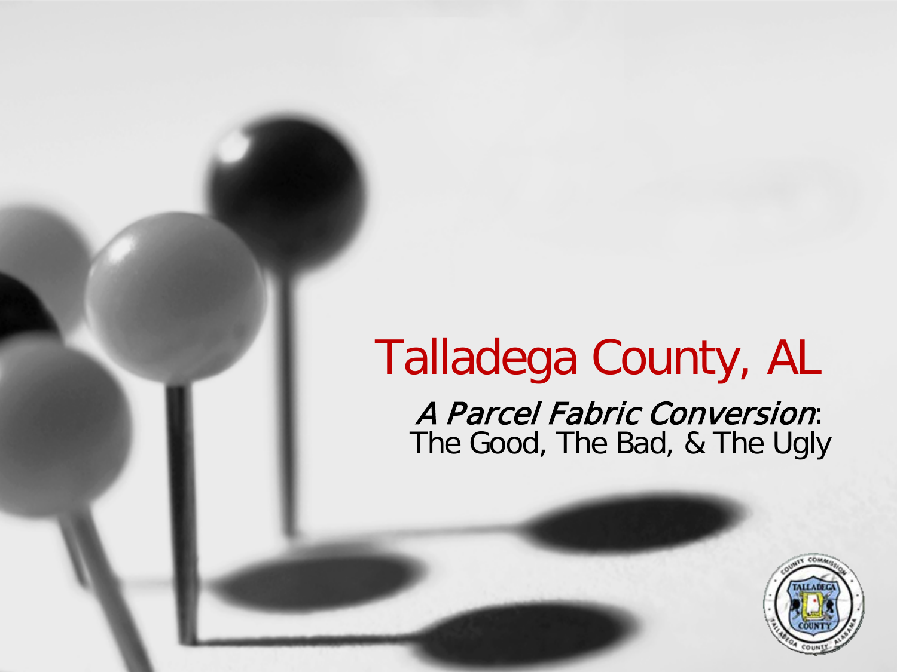# Talladega County, AL

*A Parcel Fabric Conversion*:
The Good, The Bad, & The Ugly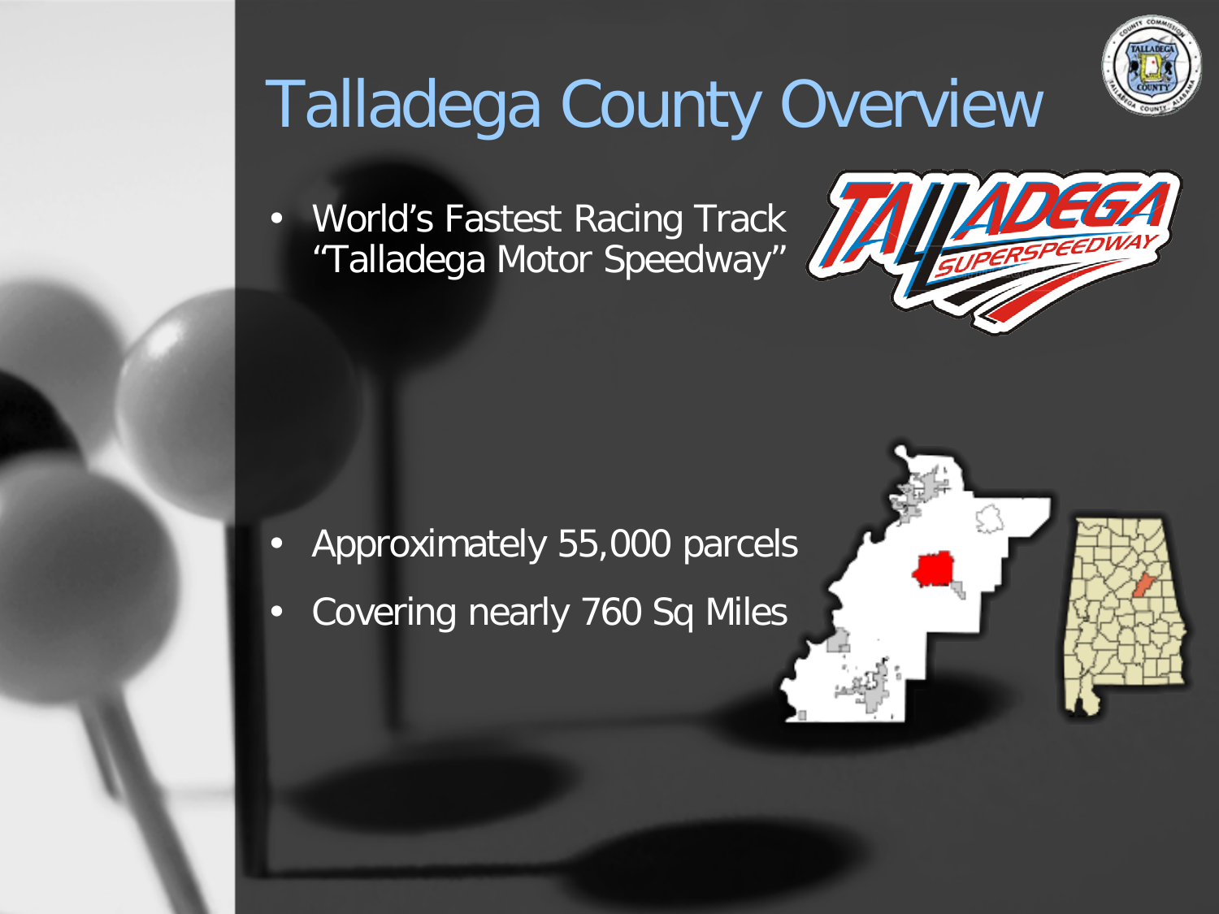# Talladega County Overview

- World's Fastest Racing Track "Talladega Motor Speedway"

- Approximately 55,000 parcels
- Covering nearly 760 Sq Miles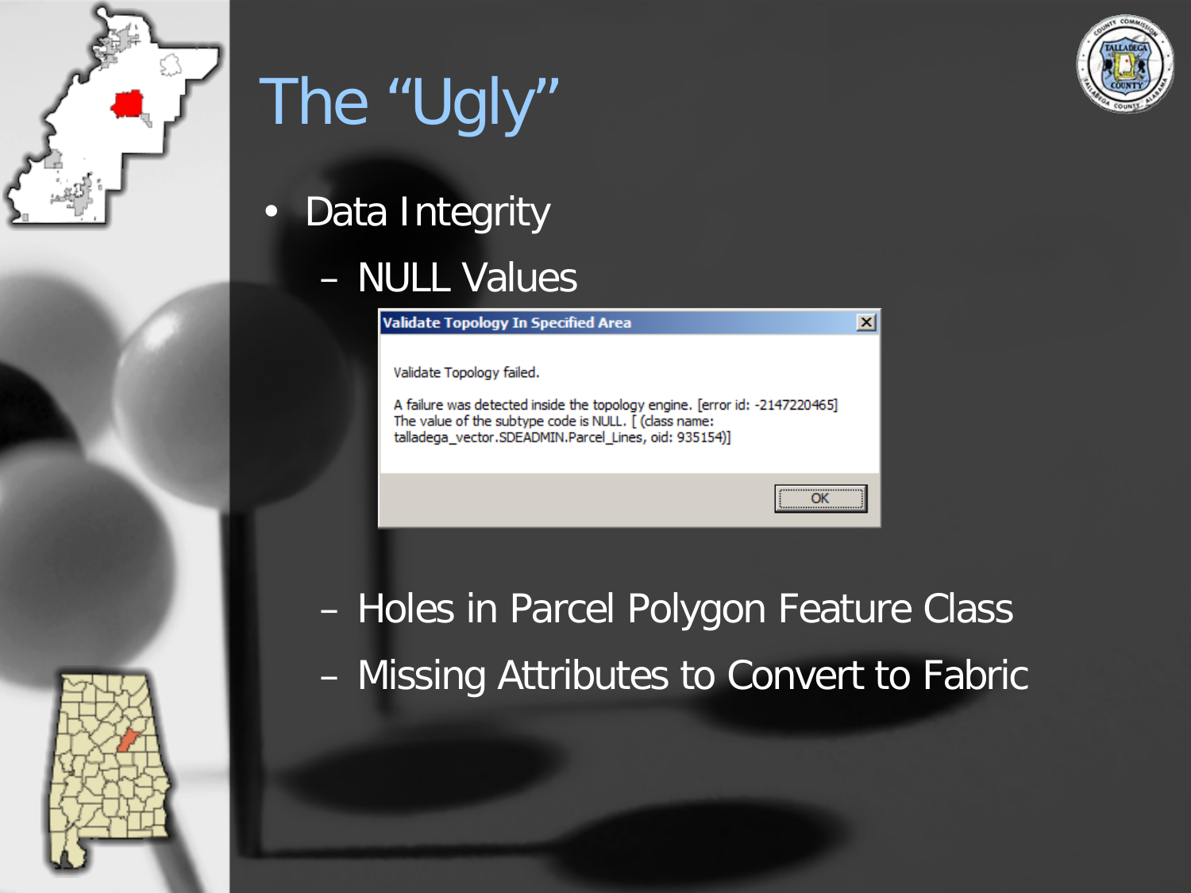# The "Ugly"

- Data Integrity
  - NULL Values

**Validate Topology In Specified Area**

Validate Topology failed.

A failure was detected inside the topology engine. [error id: -2147220465]
The value of the subtype code is NULL. [ (class name: talladega_vector.SDEADMIN.Parcel_Lines, oid: 935154)]

OK

  - Holes in Parcel Polygon Feature Class
  - Missing Attributes to Convert to Fabric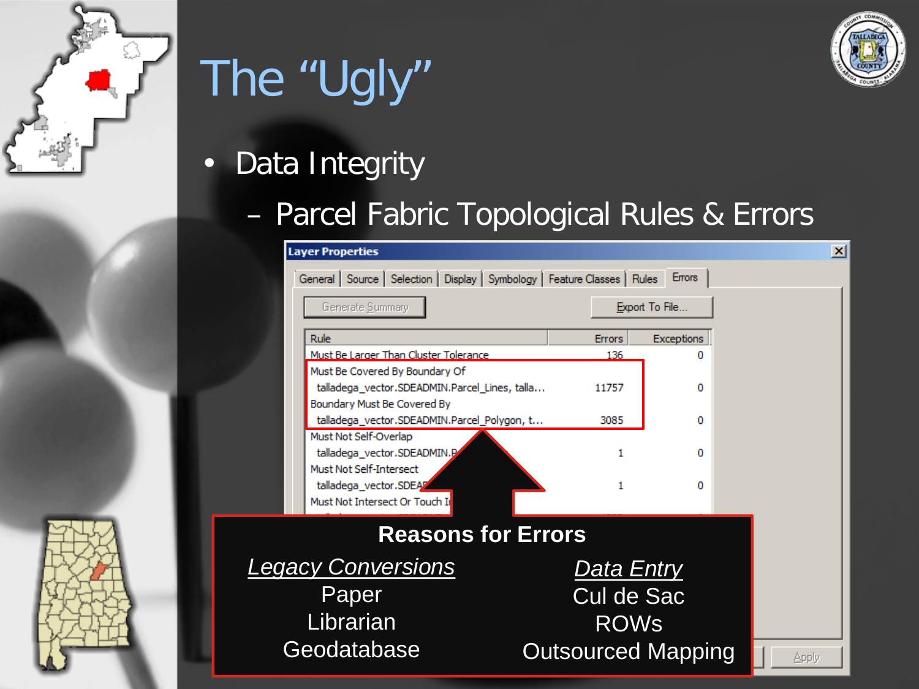# The "Ugly"

- Data Integrity
  - Parcel Fabric Topological Rules & Errors

**Layer Properties**

General | Source | Selection | Display | Symbology | Feature Classes | Rules | Errors

Generate Summary | Export To File...

| Rule | Errors | Exceptions |
|---|---|---|
| Must Be Larger Than Cluster Tolerance | 136 | 0 |
| Must Be Covered By Boundary Of | | |
| talladega_vector.SDEADMIN.Parcel_Lines, talla... | 11757 | 0 |
| Boundary Must Be Covered By | | |
| talladega_vector.SDEADMIN.Parcel_Polygon, t... | 3085 | 0 |
| Must Not Self-Overlap | | |
| talladega_vector.SDEADMIN.P... | 1 | 0 |
| Must Not Self-Intersect | | |
| talladega_vector.SDEA... | 1 | 0 |
| Must Not Intersect Or Touch I... | | |

**Reasons for Errors**

| *Legacy Conversions* | *Data Entry* |
|---|---|
| Paper | Cul de Sac |
| Librarian | ROWs |
| Geodatabase | Outsourced Mapping |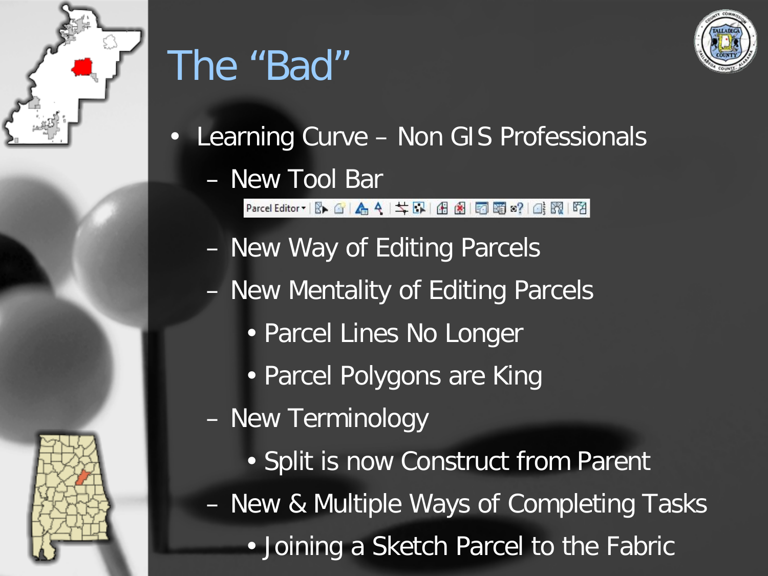# The "Bad"

- Learning Curve – Non GIS Professionals
  - New Tool Bar
  - New Way of Editing Parcels
  - New Mentality of Editing Parcels
    - Parcel Lines No Longer
    - Parcel Polygons are King
  - New Terminology
    - Split is now Construct from Parent
  - New & Multiple Ways of Completing Tasks
    - Joining a Sketch Parcel to the Fabric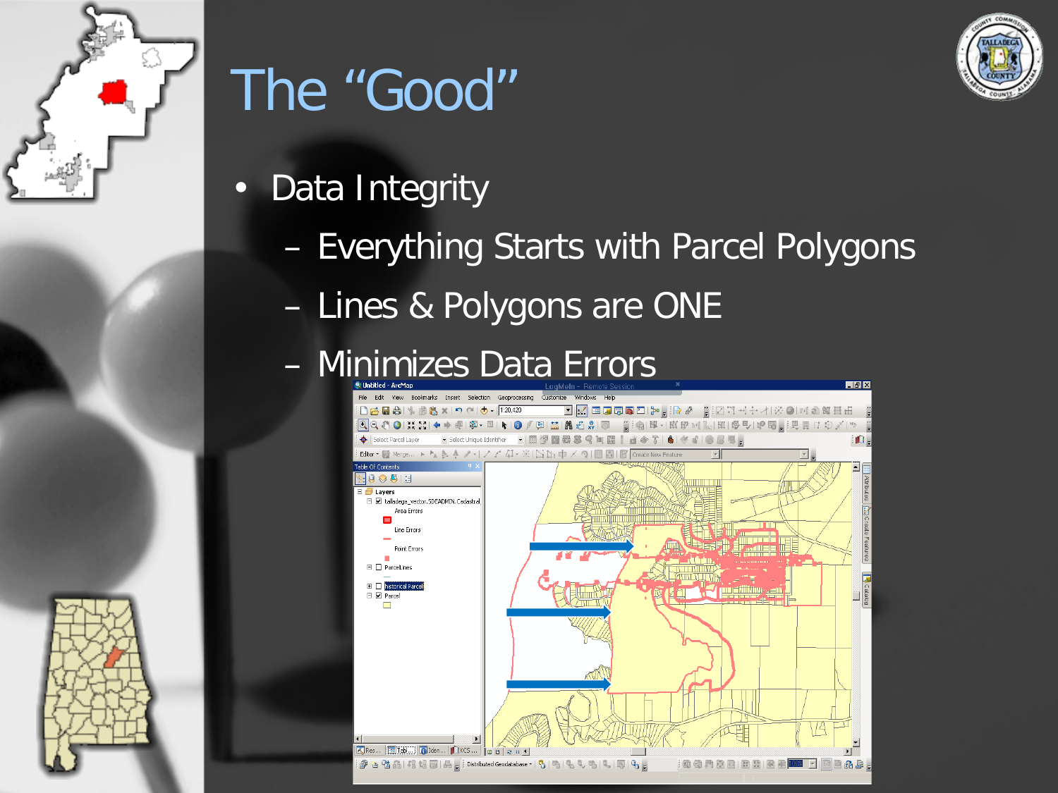# The “Good”

- Data Integrity
  - Everything Starts with Parcel Polygons
  - Lines & Polygons are ONE
  - Minimizes Data Errors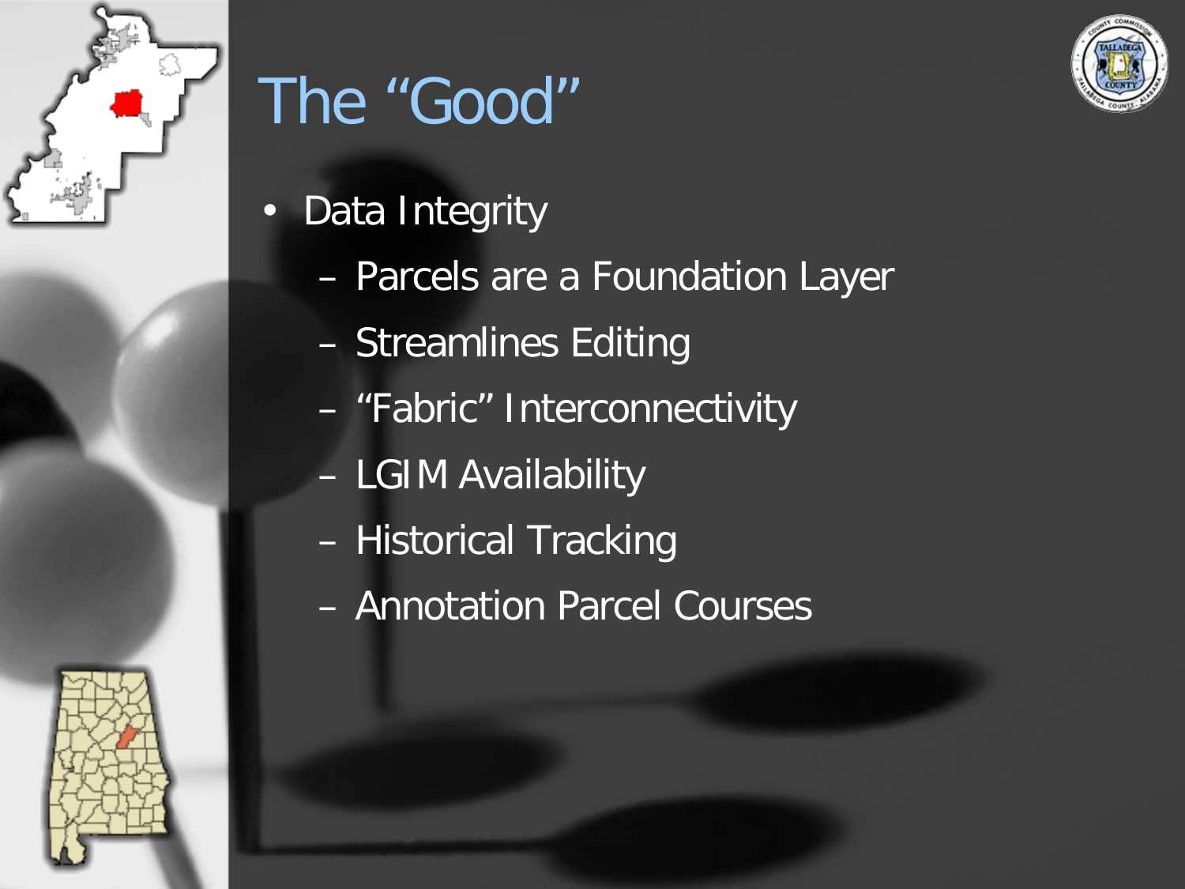# The “Good”

- Data Integrity
  - Parcels are a Foundation Layer
  - Streamlines Editing
  - “Fabric” Interconnectivity
  - LGIM Availability
  - Historical Tracking
  - Annotation Parcel Courses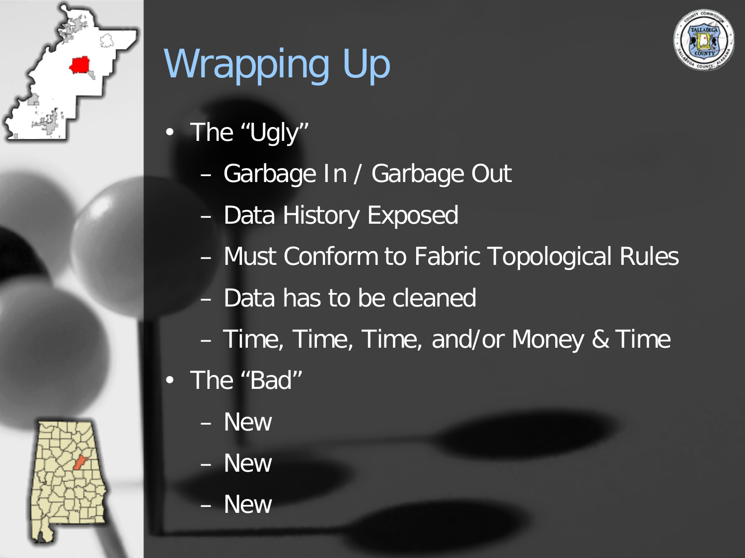# Wrapping Up

- The "Ugly"
  - Garbage In / Garbage Out
  - Data History Exposed
  - Must Conform to Fabric Topological Rules
  - Data has to be cleaned
  - Time, Time, Time, and/or Money & Time
- The "Bad"
  - New
  - New
  - New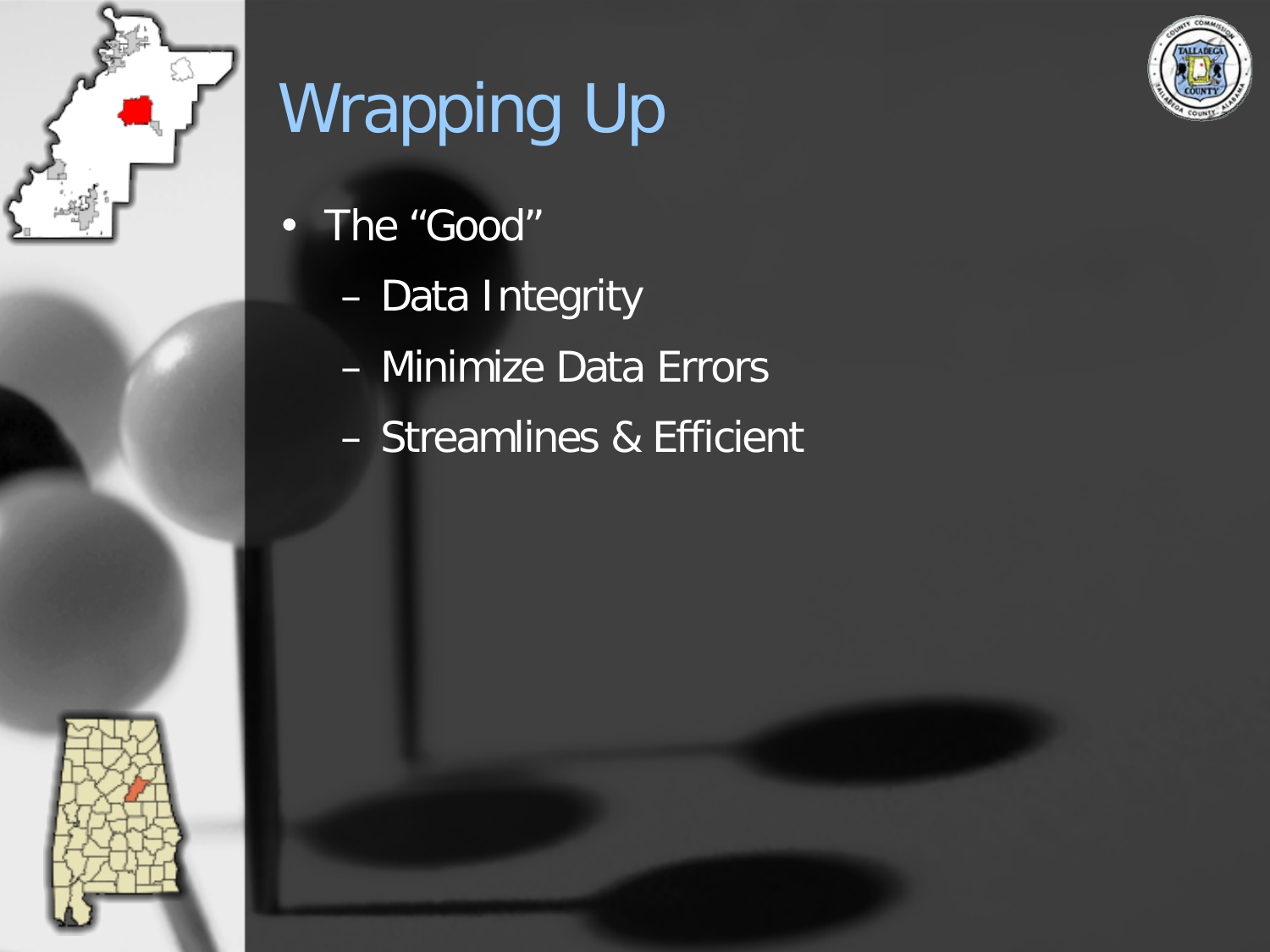# Wrapping Up

- The "Good"
  - Data Integrity
  - Minimize Data Errors
  - Streamlines & Efficient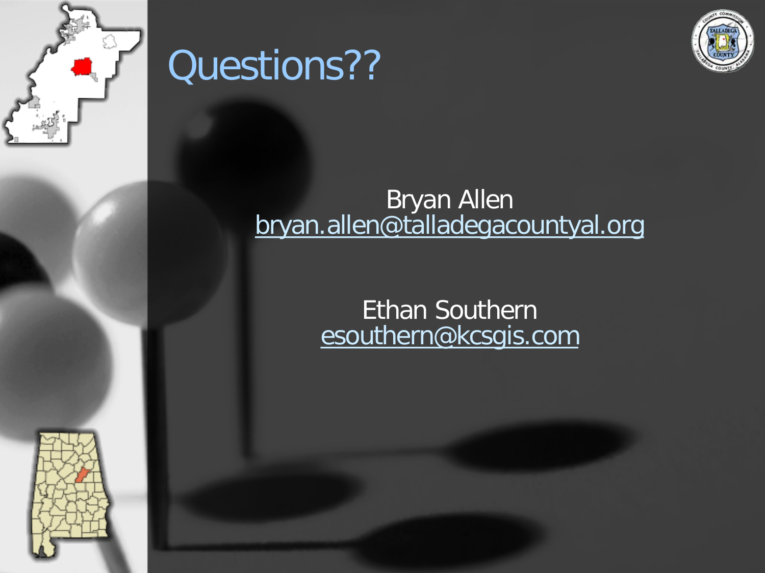# Questions??

Bryan Allen
bryan.allen@talladegacountyal.org

Ethan Southern
esouthern@kcsgis.com